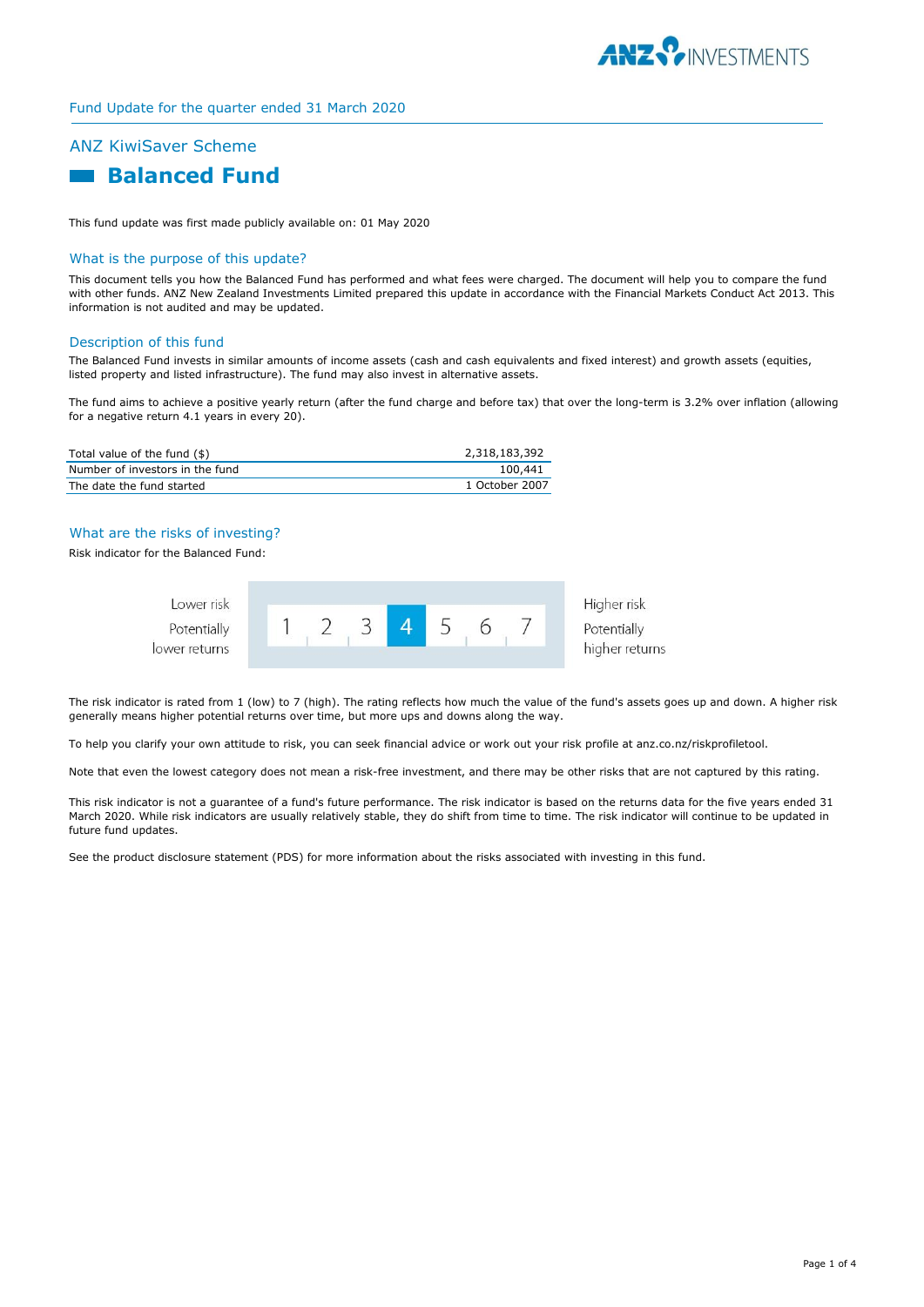Fund Update for the quarter ended 31 March 2020

## ANZ KiwiSaver Scheme

# Balanced Fund

This fund update was first made publicly available on: 01 May 2020

## What is the purpose of this update?

This document tells you how the Balanced Fund has performed and what fees were charged. The document will help you to compare the fund with other funds. ANZ New Zealand Investments Limited prepared this update in accordance with the Financial Markets Conduct Act 2013. This information is not audited and may be updated.

## Description of this fund

The Balanced Fund invests in similar amounts of income assets (cash and cash equivalents and fixed interest) and growth assets (equities, listed property and listed infrastructure). The fund may also invest in alternative assets.

The fund aims to achieve a positive yearly return (after the fund charge and before tax) that over the long-term is 3.2% over inflation (allowing for a negative return 4.1 years in every 20).

| | |
|---|---|
| Total value of the fund ($) | 2,318,183,392 |
| Number of investors in the fund | 100,441 |
| The date the fund started | 1 October 2007 |

## What are the risks of investing?

Risk indicator for the Balanced Fund:

| Lower risk<br>Potentially lower returns | 1 | 2 | 3 | **4** | 5 | 6 | 7 | Higher risk<br>Potentially higher returns |
|---|---|---|---|---|---|---|---|---|

The risk indicator is rated from 1 (low) to 7 (high). The rating reflects how much the value of the fund's assets goes up and down. A higher risk generally means higher potential returns over time, but more ups and downs along the way.

To help you clarify your own attitude to risk, you can seek financial advice or work out your risk profile at anz.co.nz/riskprofiletool.

Note that even the lowest category does not mean a risk-free investment, and there may be other risks that are not captured by this rating.

This risk indicator is not a guarantee of a fund's future performance. The risk indicator is based on the returns data for the five years ended 31 March 2020. While risk indicators are usually relatively stable, they do shift from time to time. The risk indicator will continue to be updated in future fund updates.

See the product disclosure statement (PDS) for more information about the risks associated with investing in this fund.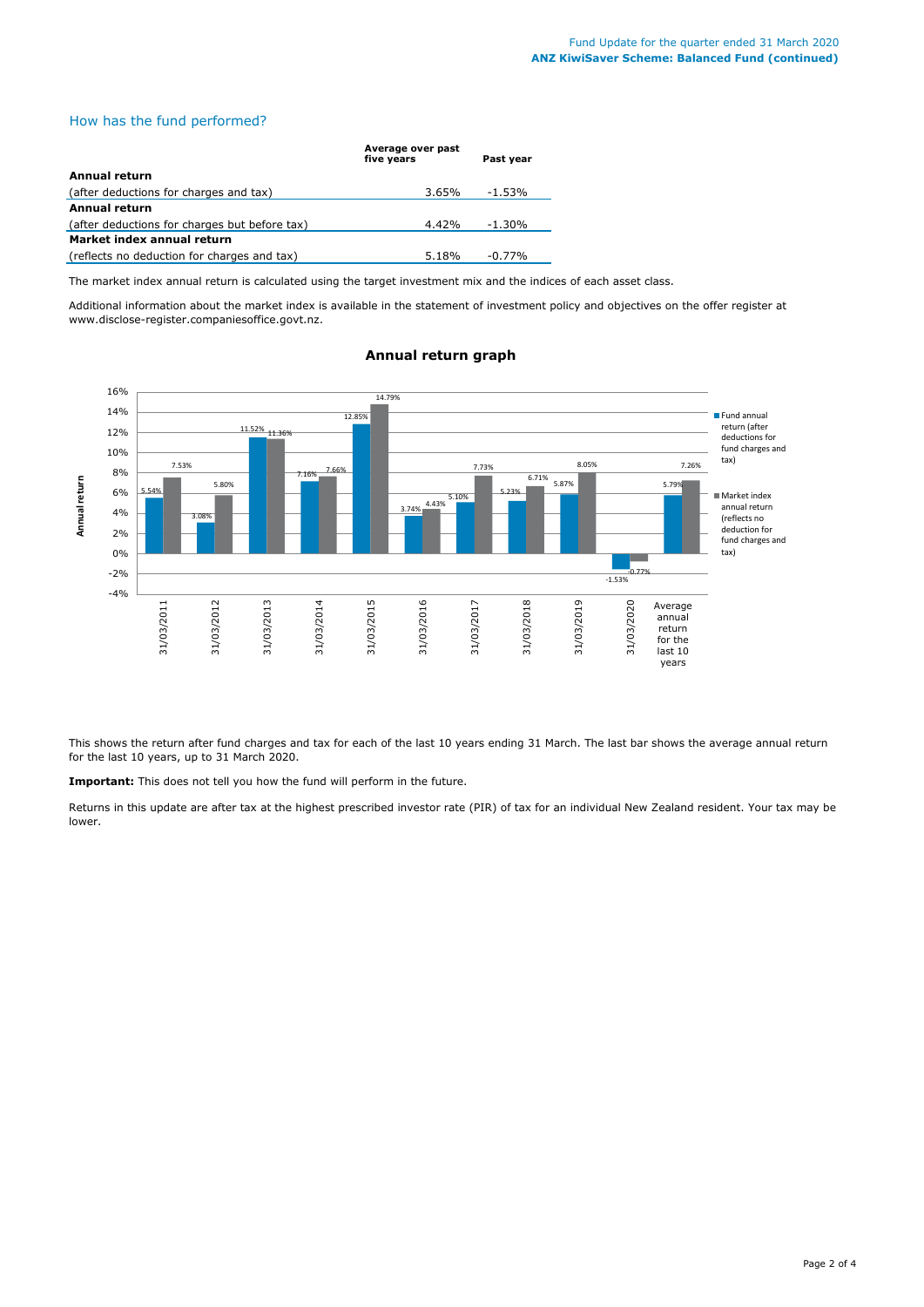## How has the fund performed?

| | Average over past five years | Past year |
|---|---|---|
| **Annual return** | | |
| (after deductions for charges and tax) | 3.65% | -1.53% |
| **Annual return** | | |
| (after deductions for charges but before tax) | 4.42% | -1.30% |
| **Market index annual return** | | |
| (reflects no deduction for charges and tax) | 5.18% | -0.77% |

The market index annual return is calculated using the target investment mix and the indices of each asset class.

Additional information about the market index is available in the statement of investment policy and objectives on the offer register at www.disclose-register.companiesoffice.govt.nz.

### Annual return graph

| | Fund annual return (after deductions for fund charges and tax) | Market index annual return (reflects no deduction for fund charges and tax) |
|---|---|---|
| 31/03/2011 | 5.54% | 7.53% |
| 31/03/2012 | 3.08% | 5.80% |
| 31/03/2013 | 11.52% | 11.36% |
| 31/03/2014 | 7.16% | 7.66% |
| 31/03/2015 | 12.85% | 14.79% |
| 31/03/2016 | 3.74% | 4.43% |
| 31/03/2017 | 5.10% | 7.73% |
| 31/03/2018 | 5.23% | 6.71% |
| 31/03/2019 | 5.87% | 8.05% |
| 31/03/2020 | -1.53% | -0.77% |
| Average annual return for the last 10 years | 5.79% | 7.26% |

This shows the return after fund charges and tax for each of the last 10 years ending 31 March. The last bar shows the average annual return for the last 10 years, up to 31 March 2020.

**Important:** This does not tell you how the fund will perform in the future.

Returns in this update are after tax at the highest prescribed investor rate (PIR) of tax for an individual New Zealand resident. Your tax may be lower.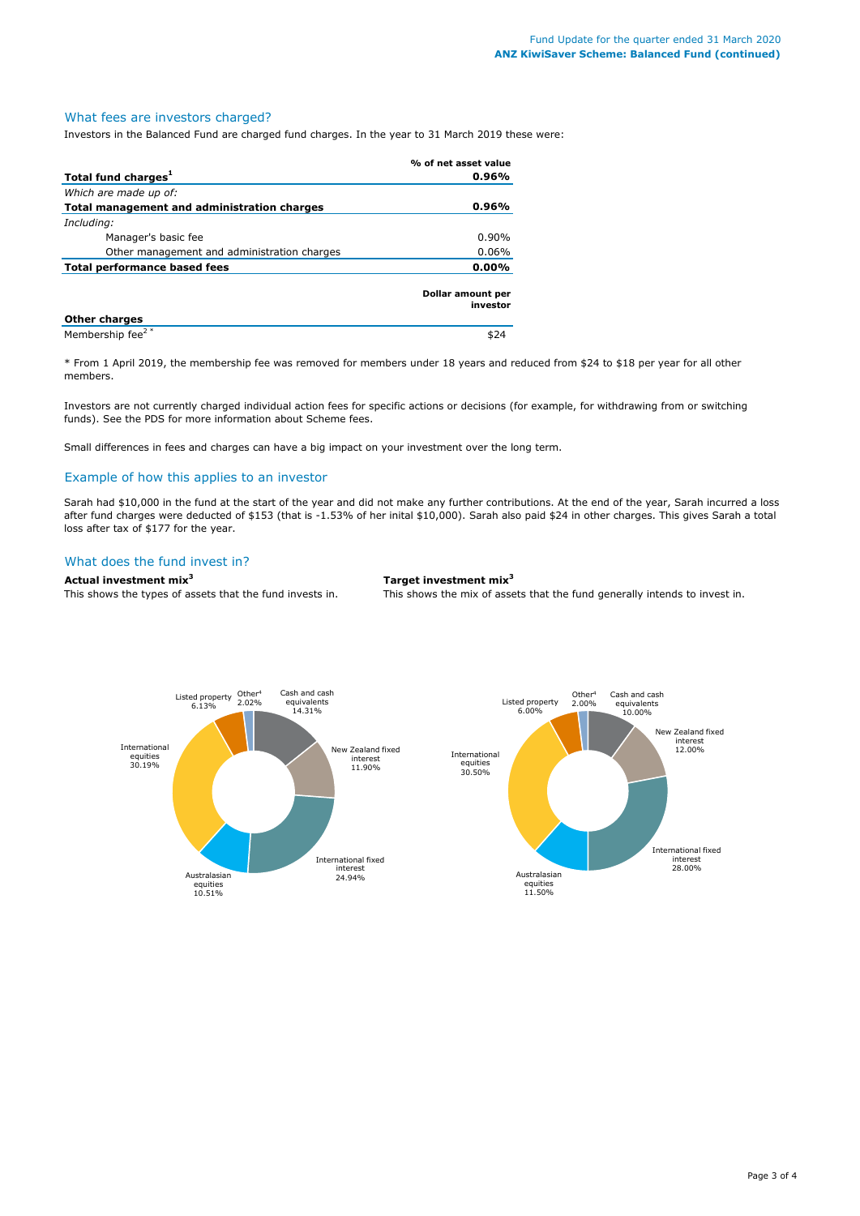## What fees are investors charged?

Investors in the Balanced Fund are charged fund charges. In the year to 31 March 2019 these were:

| | % of net asset value |
|---|---|
| **Total fund charges[1]** | **0.96%** |
| *Which are made up of:* | |
| **Total management and administration charges** | **0.96%** |
| *Including:* | |
| Manager's basic fee | 0.90% |
| Other management and administration charges | 0.06% |
| **Total performance based fees** | **0.00%** |
| | **Dollar amount per investor** |
| **Other charges** | |
| Membership fee[2 *] | $24 |

* From 1 April 2019, the membership fee was removed for members under 18 years and reduced from $24 to $18 per year for all other members.

Investors are not currently charged individual action fees for specific actions or decisions (for example, for withdrawing from or switching funds). See the PDS for more information about Scheme fees.

Small differences in fees and charges can have a big impact on your investment over the long term.

## Example of how this applies to an investor

Sarah had $10,000 in the fund at the start of the year and did not make any further contributions. At the end of the year, Sarah incurred a loss after fund charges were deducted of $153 (that is -1.53% of her inital $10,000). Sarah also paid $24 in other charges. This gives Sarah a total loss after tax of $177 for the year.

## What does the fund invest in?

**Actual investment mix[3]**

This shows the types of assets that the fund invests in.

| Asset | Actual |
|---|---|
| Cash and cash equivalents | 14.31% |
| New Zealand fixed interest | 11.90% |
| International fixed interest | 24.94% |
| Australasian equities | 10.51% |
| International equities | 30.19% |
| Listed property | 6.13% |
| Other[4] | 2.02% |

**Target investment mix[3]**

This shows the mix of assets that the fund generally intends to invest in.

| Asset | Target |
|---|---|
| Cash and cash equivalents | 10.00% |
| New Zealand fixed interest | 12.00% |
| International fixed interest | 28.00% |
| Australasian equities | 11.50% |
| International equities | 30.50% |
| Listed property | 6.00% |
| Other[4] | 2.00% |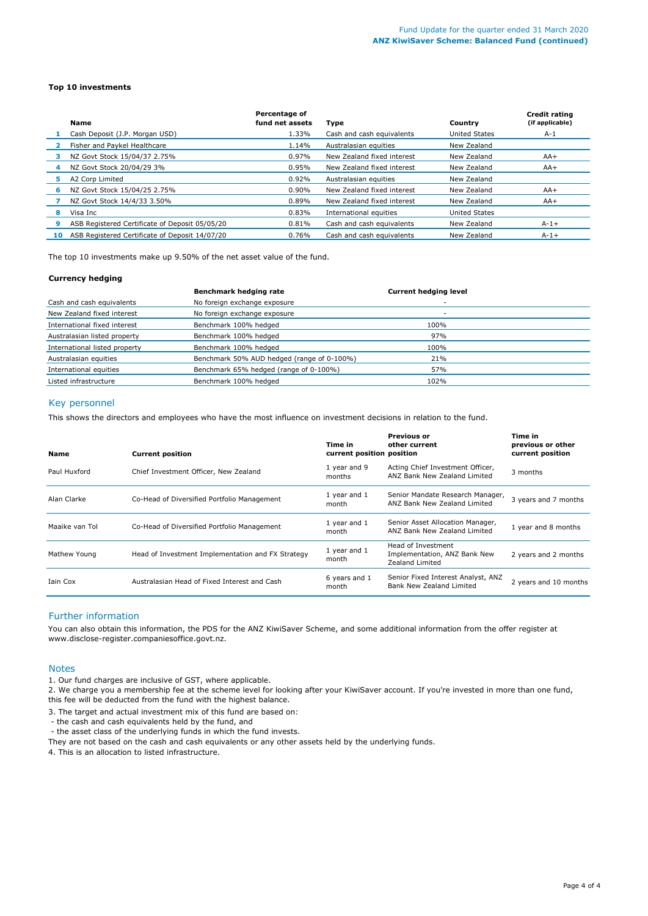### Top 10 investments

| | Name | Percentage of fund net assets | Type | Country | Credit rating (if applicable) |
|---|---|---|---|---|---|
| 1 | Cash Deposit (J.P. Morgan USD) | 1.33% | Cash and cash equivalents | United States | A-1 |
| 2 | Fisher and Paykel Healthcare | 1.14% | Australasian equities | New Zealand | |
| 3 | NZ Govt Stock 15/04/37 2.75% | 0.97% | New Zealand fixed interest | New Zealand | AA+ |
| 4 | NZ Govt Stock 20/04/29 3% | 0.95% | New Zealand fixed interest | New Zealand | AA+ |
| 5 | A2 Corp Limited | 0.92% | Australasian equities | New Zealand | |
| 6 | NZ Govt Stock 15/04/25 2.75% | 0.90% | New Zealand fixed interest | New Zealand | AA+ |
| 7 | NZ Govt Stock 14/4/33 3.50% | 0.89% | New Zealand fixed interest | New Zealand | AA+ |
| 8 | Visa Inc | 0.83% | International equities | United States | |
| 9 | ASB Registered Certificate of Deposit 05/05/20 | 0.81% | Cash and cash equivalents | New Zealand | A-1+ |
| 10 | ASB Registered Certificate of Deposit 14/07/20 | 0.76% | Cash and cash equivalents | New Zealand | A-1+ |

The top 10 investments make up 9.50% of the net asset value of the fund.

### Currency hedging

| | Benchmark hedging rate | Current hedging level |
|---|---|---|
| Cash and cash equivalents | No foreign exchange exposure | - |
| New Zealand fixed interest | No foreign exchange exposure | - |
| International fixed interest | Benchmark 100% hedged | 100% |
| Australasian listed property | Benchmark 100% hedged | 97% |
| International listed property | Benchmark 100% hedged | 100% |
| Australasian equities | Benchmark 50% AUD hedged (range of 0-100%) | 21% |
| International equities | Benchmark 65% hedged (range of 0-100%) | 57% |
| Listed infrastructure | Benchmark 100% hedged | 102% |

## Key personnel

This shows the directors and employees who have the most influence on investment decisions in relation to the fund.

| Name | Current position | Time in current position | Previous or other current position | Time in previous or other current position |
|---|---|---|---|---|
| Paul Huxford | Chief Investment Officer, New Zealand | 1 year and 9 months | Acting Chief Investment Officer, ANZ Bank New Zealand Limited | 3 months |
| Alan Clarke | Co-Head of Diversified Portfolio Management | 1 year and 1 month | Senior Mandate Research Manager, ANZ Bank New Zealand Limited | 3 years and 7 months |
| Maaike van Tol | Co-Head of Diversified Portfolio Management | 1 year and 1 month | Senior Asset Allocation Manager, ANZ Bank New Zealand Limited | 1 year and 8 months |
| Mathew Young | Head of Investment Implementation and FX Strategy | 1 year and 1 month | Head of Investment Implementation, ANZ Bank New Zealand Limited | 2 years and 2 months |
| Iain Cox | Australasian Head of Fixed Interest and Cash | 6 years and 1 month | Senior Fixed Interest Analyst, ANZ Bank New Zealand Limited | 2 years and 10 months |

## Further information

You can also obtain this information, the PDS for the ANZ KiwiSaver Scheme, and some additional information from the offer register at www.disclose-register.companiesoffice.govt.nz.

## Notes

1. Our fund charges are inclusive of GST, where applicable.
2. We charge you a membership fee at the scheme level for looking after your KiwiSaver account. If you're invested in more than one fund, this fee will be deducted from the fund with the highest balance.
3. The target and actual investment mix of this fund are based on:
 - the cash and cash equivalents held by the fund, and
 - the asset class of the underlying funds in which the fund invests.

They are not based on the cash and cash equivalents or any other assets held by the underlying funds.

4. This is an allocation to listed infrastructure.